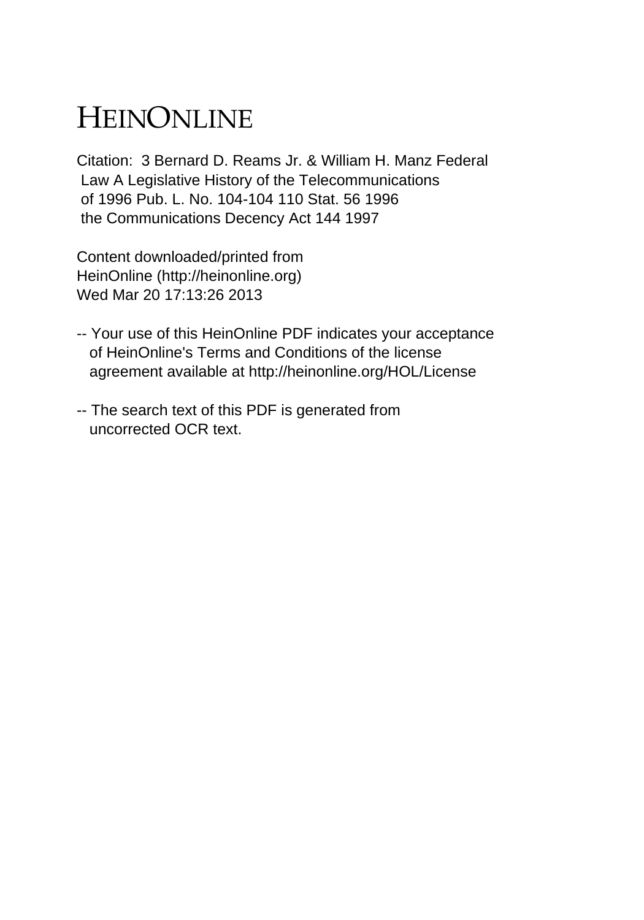# HEINONLINE

Citation: 3 Bernard D. Reams Jr. & William H. Manz Federal Law A Legislative History of the Telecommunications of 1996 Pub. L. No. 104-104 110 Stat. 56 1996 the Communications Decency Act 144 1997

Content downloaded/printed from HeinOnline (http://heinonline.org) Wed Mar 20 17:13:26 2013

-- Your use of this HeinOnline PDF indicates your acceptance of HeinOnline's Terms and Conditions of the license agreement available at http://heinonline.org/HOL/License

-- The search text of this PDF is generated from uncorrected OCR text.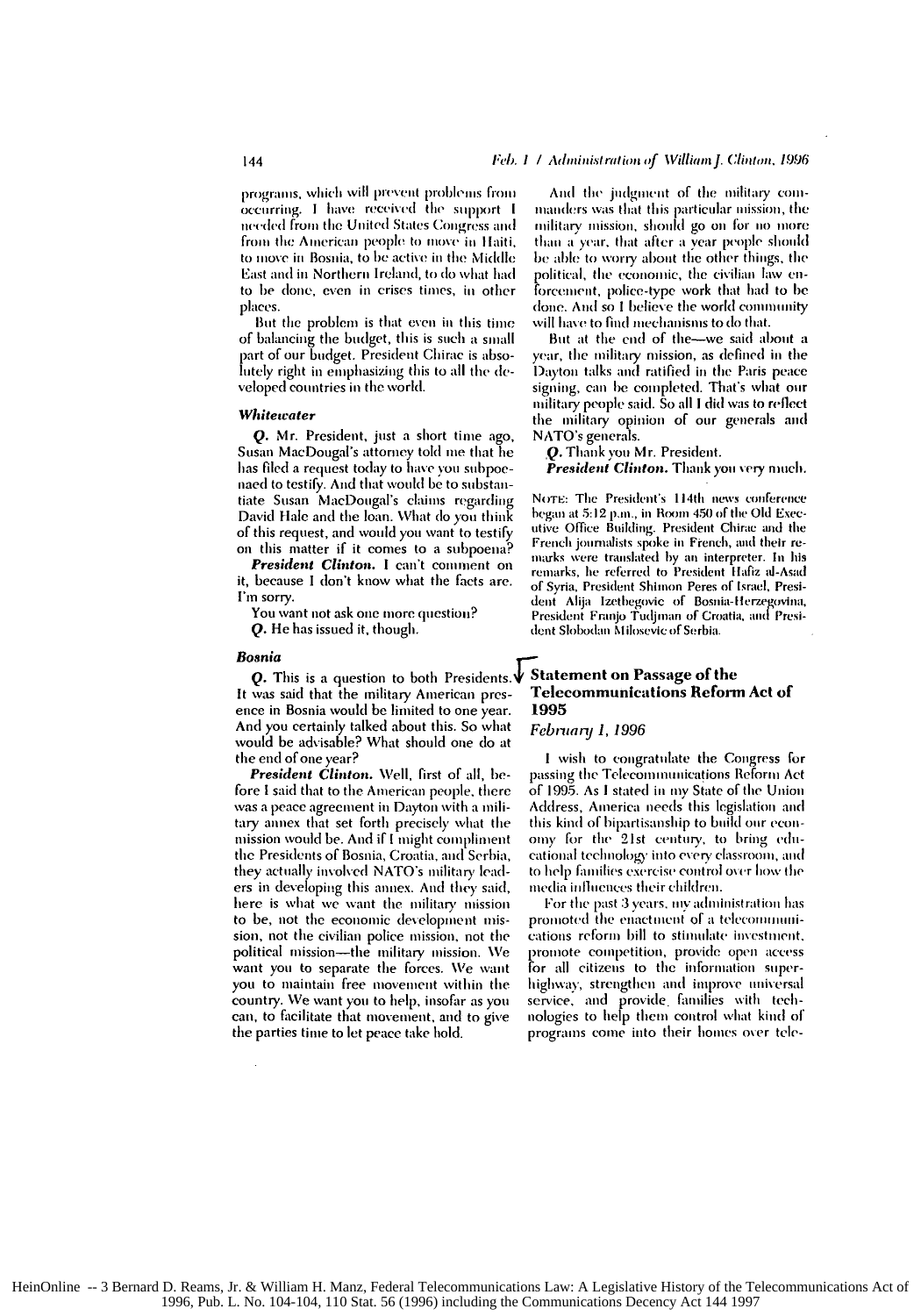programs, which will prevent problems from occurring. I have received the support I needed from the United States Congress and from the American people to move in Haiti, to move in Bosnia, to be active in the Middle East and in Northern Ireland, to do what had to be done, even in crises times, in other places.

But the problem is that even in this time of balancing the budget, this is such a small part of our budget. President Chirac is absolutely right in emphasizing this to all the developed countries in the world.

### *Whitewater*

***Q.*** Mr. President, just a short time ago, Susan MacDougal's attorney told me that he has filed a request today to have you subpoenaed to testify. And that would be to substantiate Susan MacDougal's claims regarding David Hale and the loan. What do you think of this request, and would you want to testify on this matter if it comes to a subpoena?

***President Clinton.*** I can't comment on it, because I don't know what the facts are. I'm sorry.

You want not ask one more question?

***Q.*** He has issued it, though.

### *Bosnia*

***Q.*** This is a question to both Presidents. It was said that the military American presence in Bosnia would be limited to one year. And you certainly talked about this. So what would be advisable? What should one do at the end of one year?

***President Clinton.*** Well, first of all, before I said that to the American people, there was a peace agreement in Dayton with a military annex that set forth precisely what the mission would be. And if I might compliment the Presidents of Bosnia, Croatia, and Serbia, they actually involved NATO's military leaders in developing this annex. And they said, here is what we want the military mission to be, not the economic development mission, not the civilian police mission, not the political mission—the military mission. We want you to separate the forces. We want you to maintain free movement within the country. We want you to help, insofar as you can, to facilitate that movement, and to give the parties time to let peace take hold.

And the judgment of the military commanders was that this particular mission, the military mission, should go on for no more than a year, that after a year people should be able to worry about the other things, the political, the economic, the civilian law enforcement, police-type work that had to be done. And so I believe the world community will have to find mechanisms to do that.

But at the end of the—we said about a year, the military mission, as defined in the Dayton talks and ratified in the Paris peace signing, can be completed. That's what our military people said. So all I did was to reflect the military opinion of our generals and NATO's generals.

***Q.*** Thank you Mr. President.

***President Clinton.*** Thank you very much.

NOTE: The President's 114th news conference began at 5:12 p.m., in Room 450 of the Old Executive Office Building. President Chirac and the French journalists spoke in French, and their remarks were translated by an interpreter. In his remarks, he referred to President Hafiz al-Asad of Syria, President Shimon Peres of Israel, President Alija Izetbegovic of Bosnia-Herzegovina, President Franjo Tudjman of Croatia, and President Slobodan Milosevic of Serbia.

## Statement on Passage of the Telecommunications Reform Act of 1995

*February 1, 1996*

I wish to congratulate the Congress for passing the Telecommunications Reform Act of 1995. As I stated in my State of the Union Address, America needs this legislation and this kind of bipartisanship to build our economy for the 21st century, to bring educational technology into every classroom, and to help families exercise control over how the media influences their children.

For the past 3 years, my administration has promoted the enactment of a telecommunications reform bill to stimulate investment, promote competition, provide open access for all citizens to the information superhighway, strengthen and improve universal service, and provide families with technologies to help them control what kind of programs come into their homes over tele-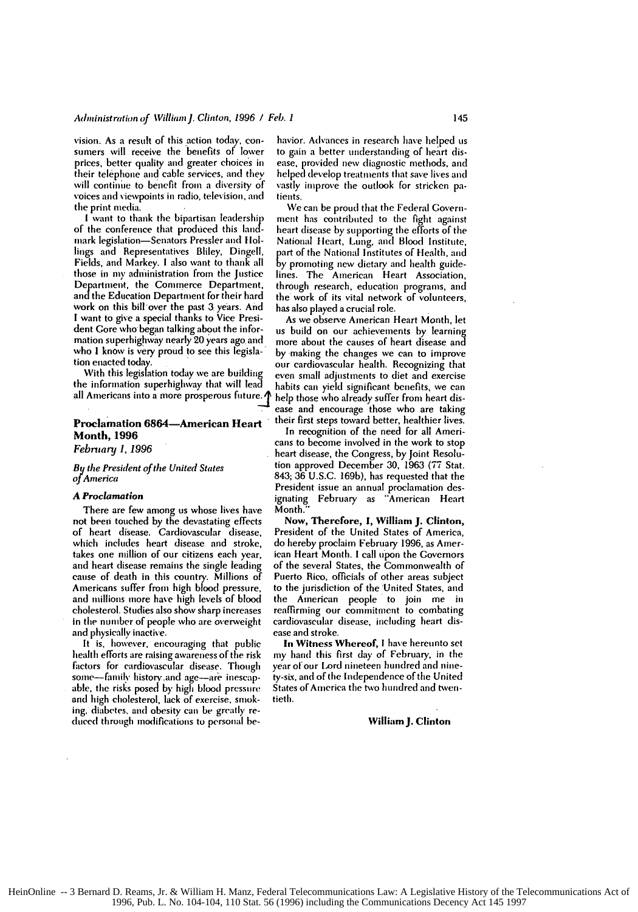vision. As a result of this action today, consumers will receive the benefits of lower prices, better quality and greater choices in their telephone and cable services, and they will continue to benefit from a diversity of voices and viewpoints in radio, television, and the print media.

I want to thank the bipartisan leadership of the conference that produced this landmark legislation—Senators Pressler and Hollings and Representatives Bliley, Dingell, Fields, and Markey. I also want to thank all those in my administration from the Justice Department, the Commerce Department, and the Education Department for their hard work on this bill over the past 3 years. And I want to give a special thanks to Vice President Gore who began talking about the information superhighway nearly 20 years ago and who I know is very proud to see this legislation enacted today.

With this legislation today we are building the information superhighway that will lead all Americans into a more prosperous future.

## Proclamation 6864—American Heart Month, 1996

*February 1, 1996*

*By the President of the United States of America*

### *A Proclamation*

There are few among us whose lives have not been touched by the devastating effects of heart disease. Cardiovascular disease, which includes heart disease and stroke, takes one million of our citizens each year, and heart disease remains the single leading cause of death in this country. Millions of Americans suffer from high blood pressure, and millions more have high levels of blood cholesterol. Studies also show sharp increases in the number of people who are overweight and physically inactive.

It is, however, encouraging that public health efforts are raising awareness of the risk factors for cardiovascular disease. Though some—family history and age—are inescapable, the risks posed by high blood pressure and high cholesterol, lack of exercise, smoking, diabetes, and obesity can be greatly reduced through modifications to personal behavior. Advances in research have helped us to gain a better understanding of heart disease, provided new diagnostic methods, and helped develop treatments that save lives and vastly improve the outlook for stricken patients.

We can be proud that the Federal Government has contributed to the fight against heart disease by supporting the efforts of the National Heart, Lung, and Blood Institute, part of the National Institutes of Health, and by promoting new dietary and health guidelines. The American Heart Association, through research, education programs, and the work of its vital network of volunteers, has also played a crucial role.

As we observe American Heart Month, let us build on our achievements by learning more about the causes of heart disease and by making the changes we can to improve our cardiovascular health. Recognizing that even small adjustments to diet and exercise habits can yield significant benefits, we can help those who already suffer from heart disease and encourage those who are taking their first steps toward better, healthier lives.

In recognition of the need for all Americans to become involved in the work to stop heart disease, the Congress, by Joint Resolution approved December 30, 1963 (77 Stat. 843; 36 U.S.C. 169b), has requested that the President issue an annual proclamation designating February as "American Heart Month."

**Now, Therefore, I, William J. Clinton,** President of the United States of America, do hereby proclaim February 1996, as American Heart Month. I call upon the Governors of the several States, the Commonwealth of Puerto Rico, officials of other areas subject to the jurisdiction of the United States, and the American people to join me in reaffirming our commitment to combating cardiovascular disease, including heart disease and stroke.

**In Witness Whereof,** I have hereunto set my hand this first day of February, in the year of our Lord nineteen hundred and ninety-six, and of the Independence of the United States of America the two hundred and twentieth.

**William J. Clinton**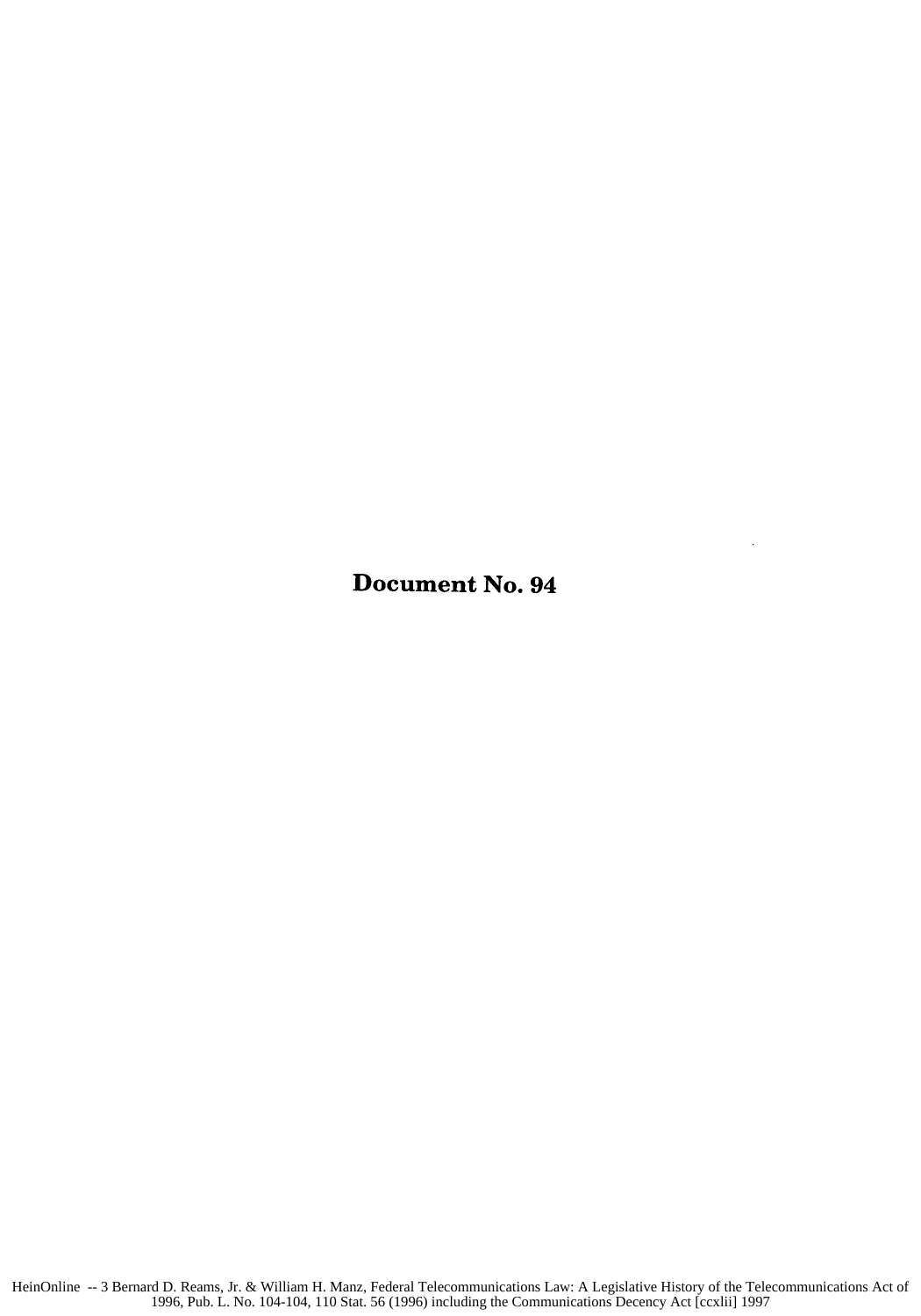# Document No. 94